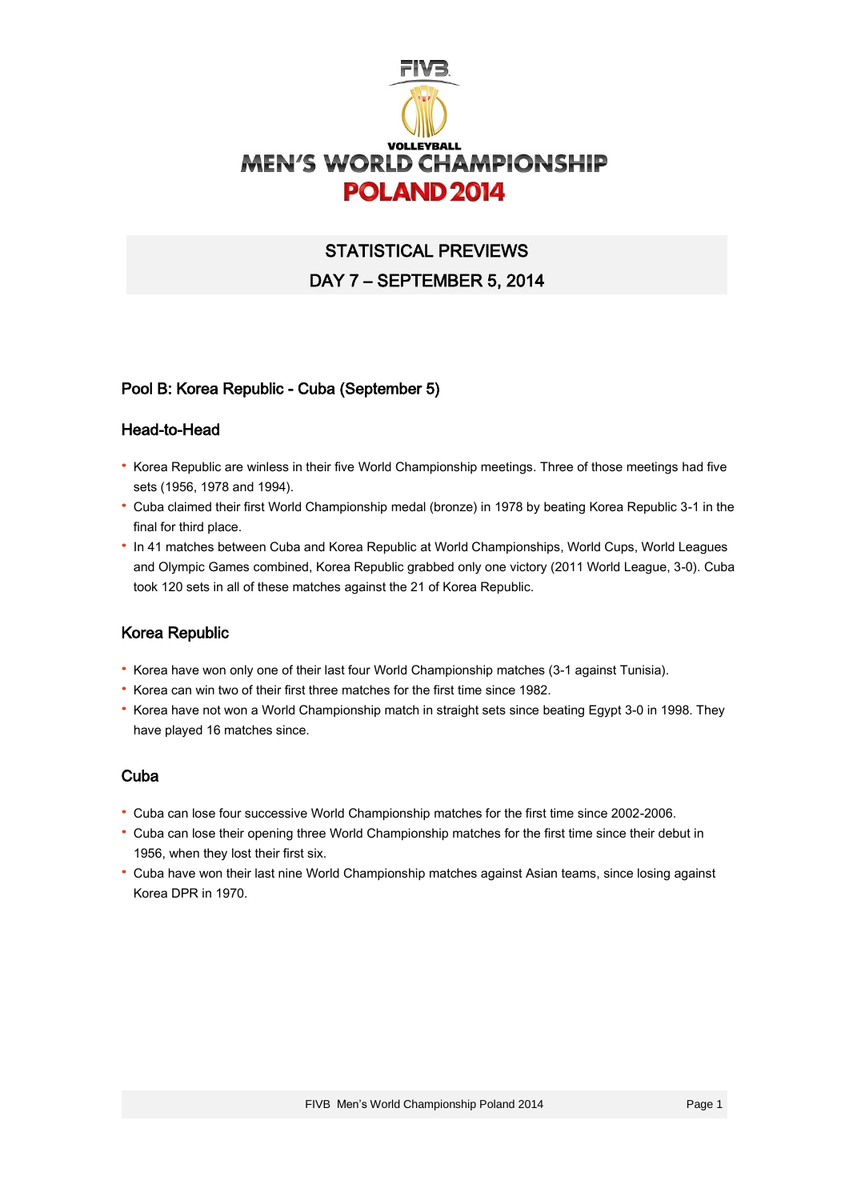VOLLEYBALL

# MEN'S WORLD CHAMPIONSHIP POLAND 2014

## STATISTICAL PREVIEWS

## DAY 7 – SEPTEMBER 5, 2014

### Pool B: Korea Republic - Cuba (September 5)

### Head-to-Head

- Korea Republic are winless in their five World Championship meetings. Three of those meetings had five sets (1956, 1978 and 1994).
- Cuba claimed their first World Championship medal (bronze) in 1978 by beating Korea Republic 3-1 in the final for third place.
- In 41 matches between Cuba and Korea Republic at World Championships, World Cups, World Leagues and Olympic Games combined, Korea Republic grabbed only one victory (2011 World League, 3-0). Cuba took 120 sets in all of these matches against the 21 of Korea Republic.

### Korea Republic

- Korea have won only one of their last four World Championship matches (3-1 against Tunisia).
- Korea can win two of their first three matches for the first time since 1982.
- Korea have not won a World Championship match in straight sets since beating Egypt 3-0 in 1998. They have played 16 matches since.

### Cuba

- Cuba can lose four successive World Championship matches for the first time since 2002-2006.
- Cuba can lose their opening three World Championship matches for the first time since their debut in 1956, when they lost their first six.
- Cuba have won their last nine World Championship matches against Asian teams, since losing against Korea DPR in 1970.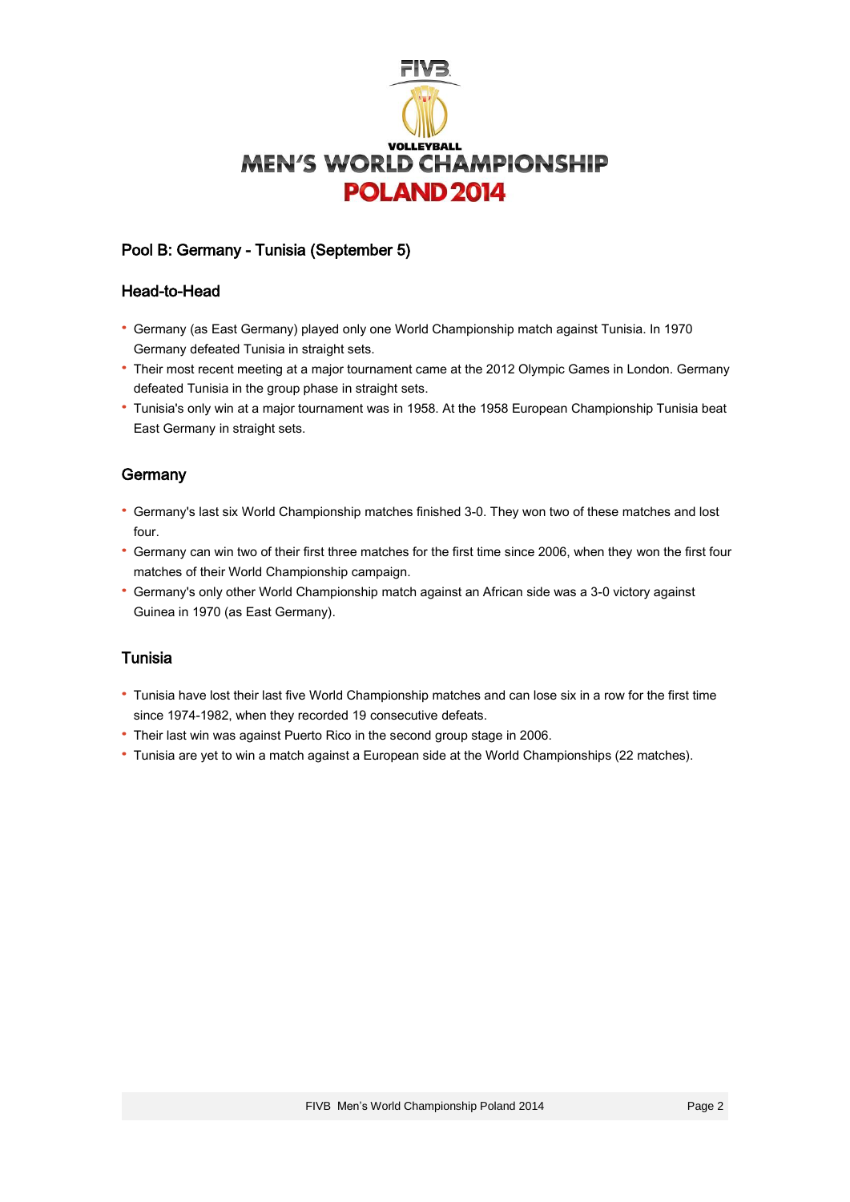# Pool B: Germany - Tunisia (September 5)

## Head-to-Head

- Germany (as East Germany) played only one World Championship match against Tunisia. In 1970 Germany defeated Tunisia in straight sets.
- Their most recent meeting at a major tournament came at the 2012 Olympic Games in London. Germany defeated Tunisia in the group phase in straight sets.
- Tunisia's only win at a major tournament was in 1958. At the 1958 European Championship Tunisia beat East Germany in straight sets.

## Germany

- Germany's last six World Championship matches finished 3-0. They won two of these matches and lost four.
- Germany can win two of their first three matches for the first time since 2006, when they won the first four matches of their World Championship campaign.
- Germany's only other World Championship match against an African side was a 3-0 victory against Guinea in 1970 (as East Germany).

## Tunisia

- Tunisia have lost their last five World Championship matches and can lose six in a row for the first time since 1974-1982, when they recorded 19 consecutive defeats.
- Their last win was against Puerto Rico in the second group stage in 2006.
- Tunisia are yet to win a match against a European side at the World Championships (22 matches).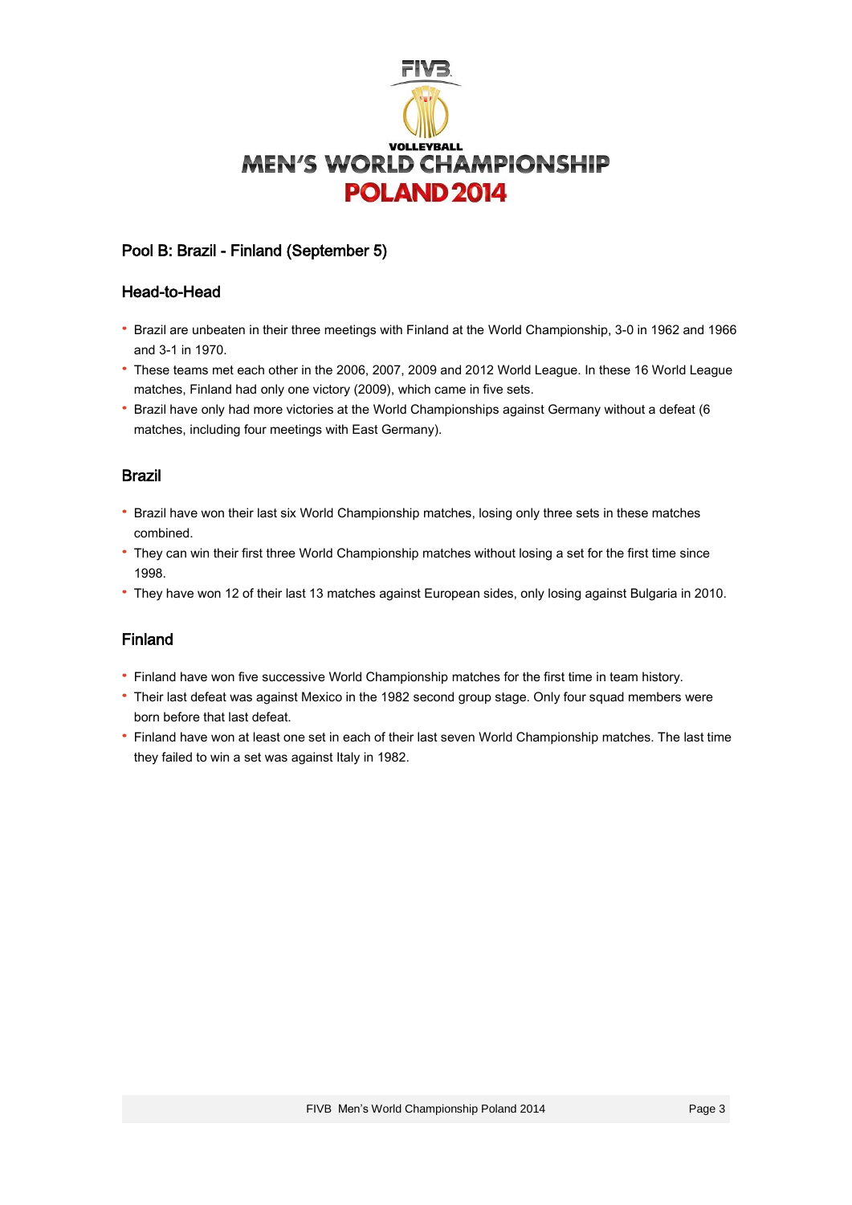## Pool B: Brazil - Finland (September 5)

### Head-to-Head

- Brazil are unbeaten in their three meetings with Finland at the World Championship, 3-0 in 1962 and 1966 and 3-1 in 1970.
- These teams met each other in the 2006, 2007, 2009 and 2012 World League. In these 16 World League matches, Finland had only one victory (2009), which came in five sets.
- Brazil have only had more victories at the World Championships against Germany without a defeat (6 matches, including four meetings with East Germany).

### Brazil

- Brazil have won their last six World Championship matches, losing only three sets in these matches combined.
- They can win their first three World Championship matches without losing a set for the first time since 1998.
- They have won 12 of their last 13 matches against European sides, only losing against Bulgaria in 2010.

### Finland

- Finland have won five successive World Championship matches for the first time in team history.
- Their last defeat was against Mexico in the 1982 second group stage. Only four squad members were born before that last defeat.
- Finland have won at least one set in each of their last seven World Championship matches. The last time they failed to win a set was against Italy in 1982.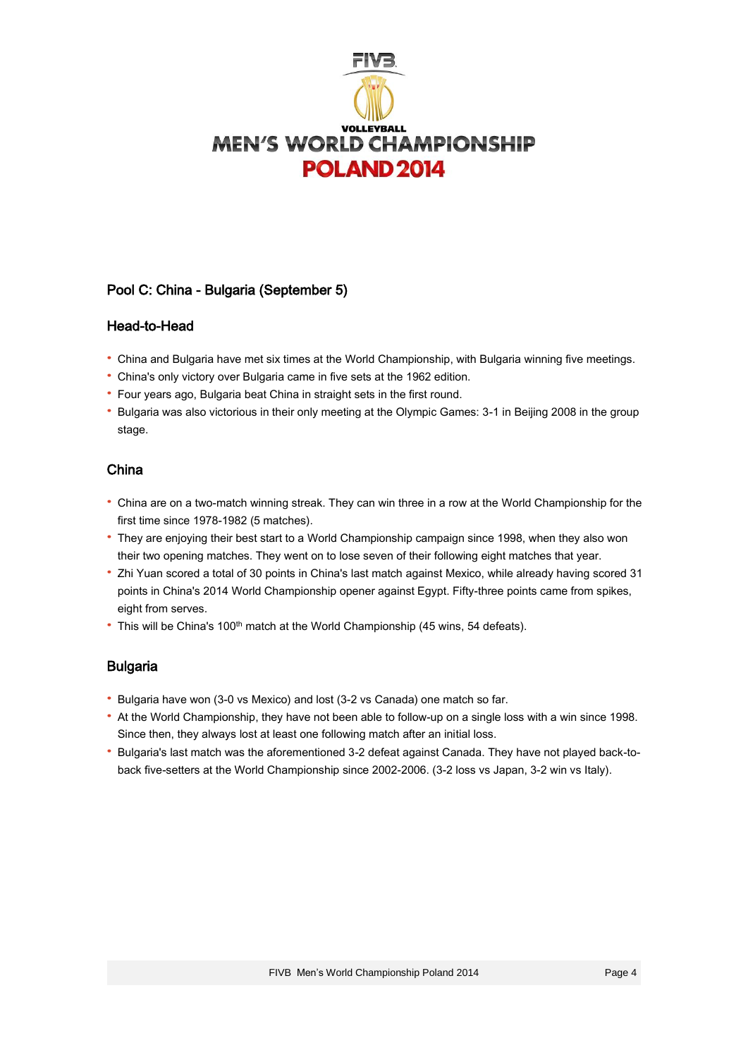FIVB

VOLLEYBALL

MEN'S WORLD CHAMPIONSHIP

POLAND 2014

## Pool C: China - Bulgaria (September 5)

### Head-to-Head

- China and Bulgaria have met six times at the World Championship, with Bulgaria winning five meetings.
- China's only victory over Bulgaria came in five sets at the 1962 edition.
- Four years ago, Bulgaria beat China in straight sets in the first round.
- Bulgaria was also victorious in their only meeting at the Olympic Games: 3-1 in Beijing 2008 in the group stage.

### China

- China are on a two-match winning streak. They can win three in a row at the World Championship for the first time since 1978-1982 (5 matches).
- They are enjoying their best start to a World Championship campaign since 1998, when they also won their two opening matches. They went on to lose seven of their following eight matches that year.
- Zhi Yuan scored a total of 30 points in China's last match against Mexico, while already having scored 31 points in China's 2014 World Championship opener against Egypt. Fifty-three points came from spikes, eight from serves.
- This will be China's 100th match at the World Championship (45 wins, 54 defeats).

### Bulgaria

- Bulgaria have won (3-0 vs Mexico) and lost (3-2 vs Canada) one match so far.
- At the World Championship, they have not been able to follow-up on a single loss with a win since 1998. Since then, they always lost at least one following match after an initial loss.
- Bulgaria's last match was the aforementioned 3-2 defeat against Canada. They have not played back-to-back five-setters at the World Championship since 2002-2006. (3-2 loss vs Japan, 3-2 win vs Italy).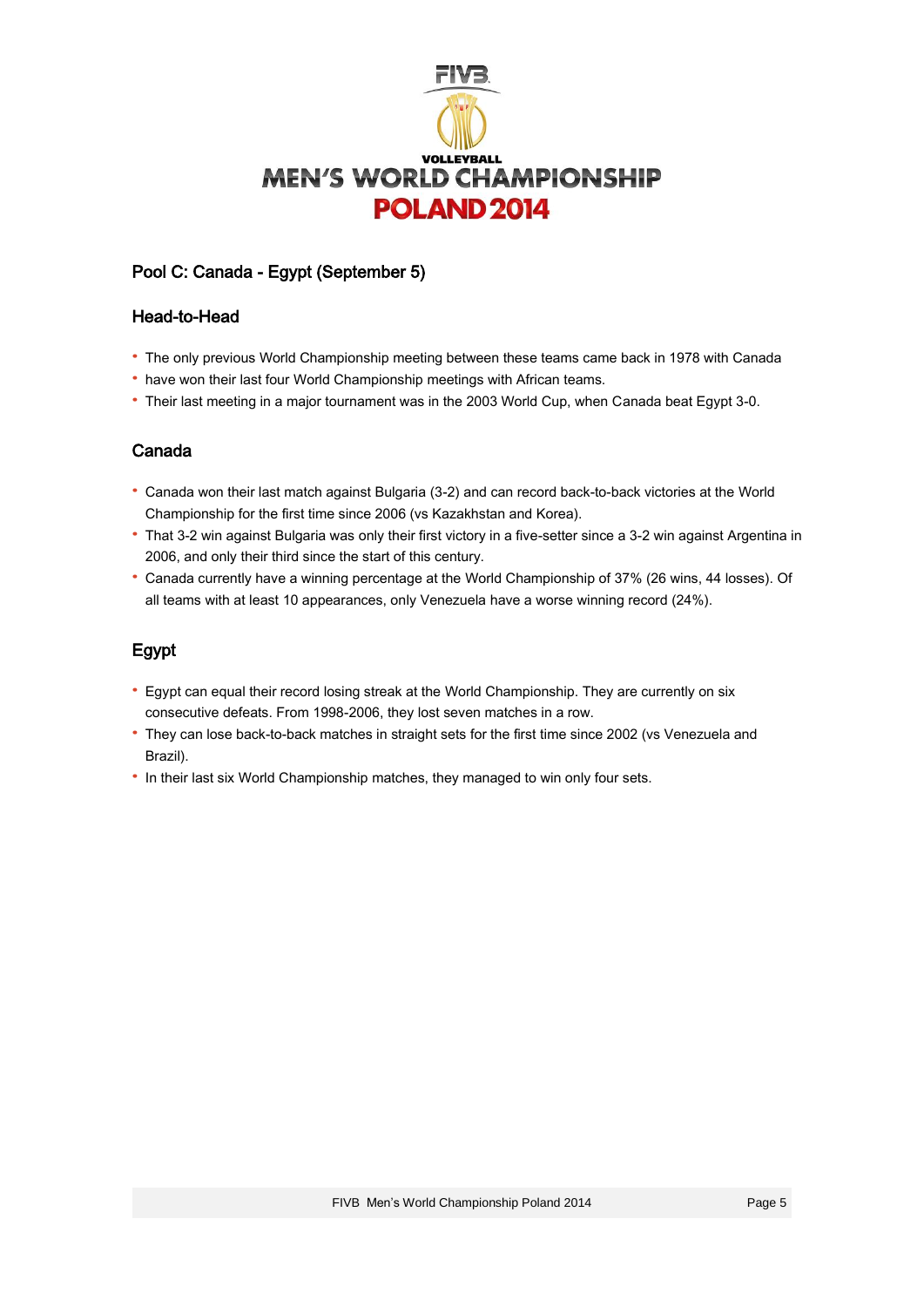VOLLEYBALL
MEN'S WORLD CHAMPIONSHIP
POLAND 2014

## Pool C: Canada - Egypt (September 5)

### Head-to-Head

- The only previous World Championship meeting between these teams came back in 1978 with Canada
- have won their last four World Championship meetings with African teams.
- Their last meeting in a major tournament was in the 2003 World Cup, when Canada beat Egypt 3-0.

### Canada

- Canada won their last match against Bulgaria (3-2) and can record back-to-back victories at the World Championship for the first time since 2006 (vs Kazakhstan and Korea).
- That 3-2 win against Bulgaria was only their first victory in a five-setter since a 3-2 win against Argentina in 2006, and only their third since the start of this century.
- Canada currently have a winning percentage at the World Championship of 37% (26 wins, 44 losses). Of all teams with at least 10 appearances, only Venezuela have a worse winning record (24%).

### Egypt

- Egypt can equal their record losing streak at the World Championship. They are currently on six consecutive defeats. From 1998-2006, they lost seven matches in a row.
- They can lose back-to-back matches in straight sets for the first time since 2002 (vs Venezuela and Brazil).
- In their last six World Championship matches, they managed to win only four sets.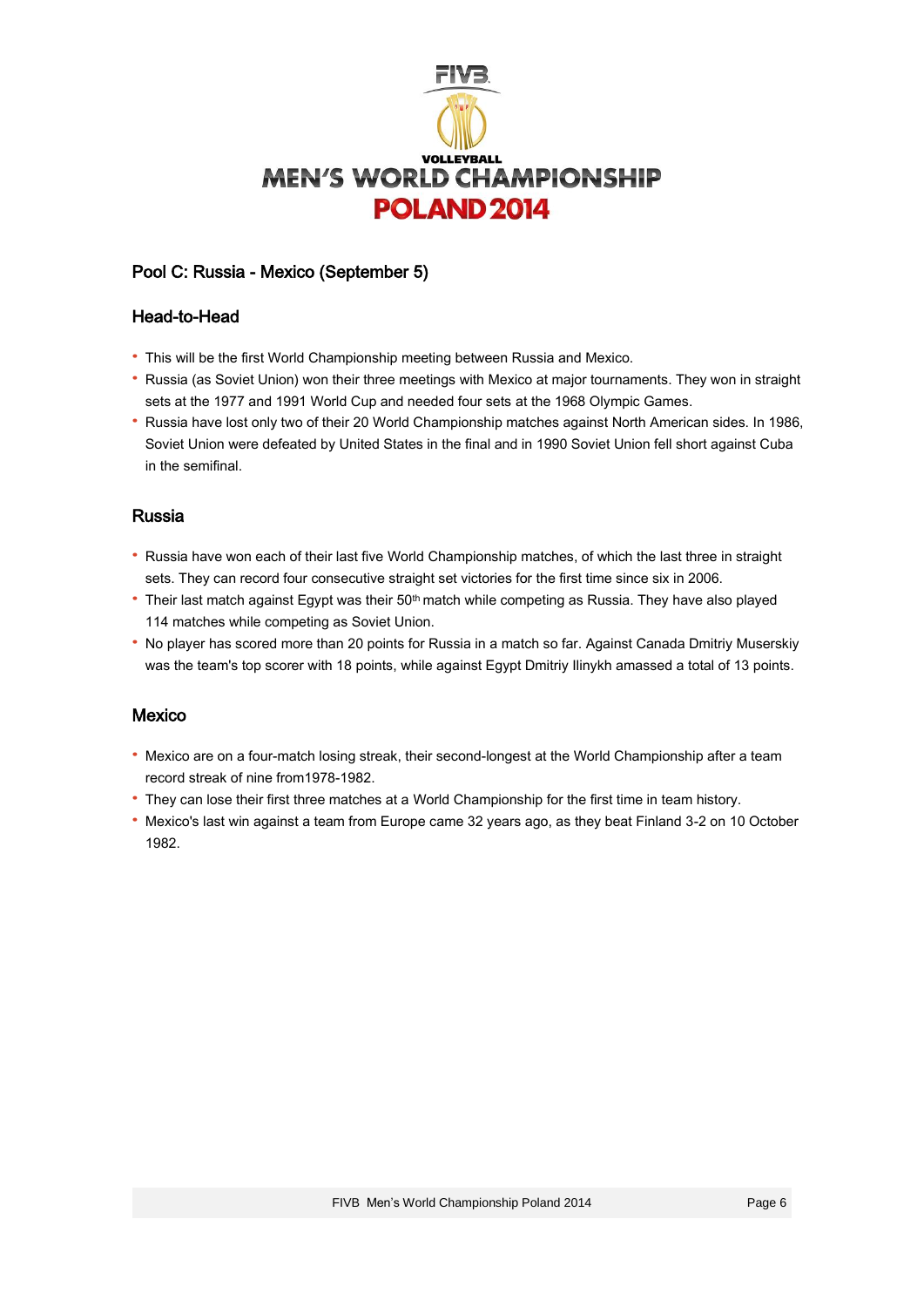VOLLEYBALL

MEN'S WORLD CHAMPIONSHIP

POLAND 2014

## Pool C: Russia - Mexico (September 5)

### Head-to-Head

- This will be the first World Championship meeting between Russia and Mexico.
- Russia (as Soviet Union) won their three meetings with Mexico at major tournaments. They won in straight sets at the 1977 and 1991 World Cup and needed four sets at the 1968 Olympic Games.
- Russia have lost only two of their 20 World Championship matches against North American sides. In 1986, Soviet Union were defeated by United States in the final and in 1990 Soviet Union fell short against Cuba in the semifinal.

### Russia

- Russia have won each of their last five World Championship matches, of which the last three in straight sets. They can record four consecutive straight set victories for the first time since six in 2006.
- Their last match against Egypt was their 50th match while competing as Russia. They have also played 114 matches while competing as Soviet Union.
- No player has scored more than 20 points for Russia in a match so far. Against Canada Dmitriy Muserskiy was the team's top scorer with 18 points, while against Egypt Dmitriy Ilinykh amassed a total of 13 points.

### Mexico

- Mexico are on a four-match losing streak, their second-longest at the World Championship after a team record streak of nine from1978-1982.
- They can lose their first three matches at a World Championship for the first time in team history.
- Mexico's last win against a team from Europe came 32 years ago, as they beat Finland 3-2 on 10 October 1982.